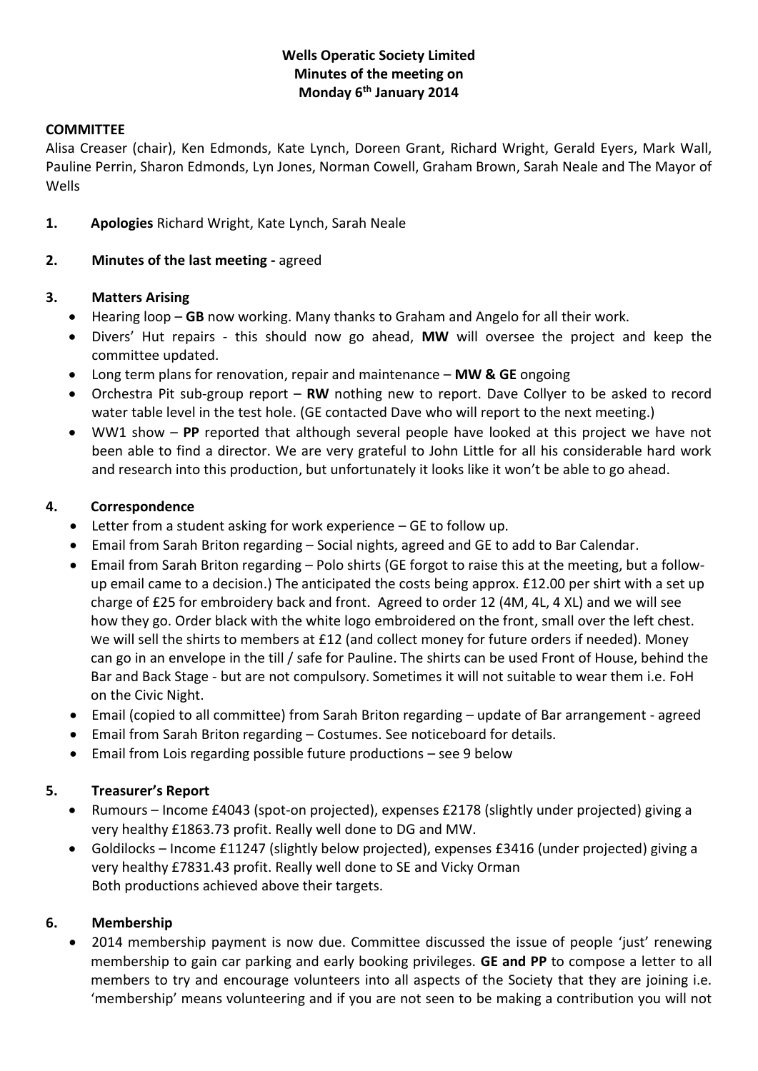**Wells Operatic Society Limited**
**Minutes of the meeting on**
**Monday 6th January 2014**

**COMMITTEE**

Alisa Creaser (chair), Ken Edmonds, Kate Lynch, Doreen Grant, Richard Wright, Gerald Eyers, Mark Wall, Pauline Perrin, Sharon Edmonds, Lyn Jones, Norman Cowell, Graham Brown, Sarah Neale and The Mayor of Wells

**1. Apologies** Richard Wright, Kate Lynch, Sarah Neale

**2. Minutes of the last meeting -** agreed

**3. Matters Arising**

- Hearing loop – **GB** now working. Many thanks to Graham and Angelo for all their work.
- Divers' Hut repairs - this should now go ahead, **MW** will oversee the project and keep the committee updated.
- Long term plans for renovation, repair and maintenance – **MW & GE** ongoing
- Orchestra Pit sub-group report – **RW** nothing new to report. Dave Collyer to be asked to record water table level in the test hole. (GE contacted Dave who will report to the next meeting.)
- WW1 show – **PP** reported that although several people have looked at this project we have not been able to find a director. We are very grateful to John Little for all his considerable hard work and research into this production, but unfortunately it looks like it won't be able to go ahead.

**4. Correspondence**

- Letter from a student asking for work experience – GE to follow up.
- Email from Sarah Briton regarding – Social nights, agreed and GE to add to Bar Calendar.
- Email from Sarah Briton regarding – Polo shirts (GE forgot to raise this at the meeting, but a follow-up email came to a decision.) The anticipated the costs being approx. £12.00 per shirt with a set up charge of £25 for embroidery back and front. Agreed to order 12 (4M, 4L, 4 XL) and we will see how they go. Order black with the white logo embroidered on the front, small over the left chest. We will sell the shirts to members at £12 (and collect money for future orders if needed). Money can go in an envelope in the till / safe for Pauline. The shirts can be used Front of House, behind the Bar and Back Stage - but are not compulsory. Sometimes it will not suitable to wear them i.e. FoH on the Civic Night.
- Email (copied to all committee) from Sarah Briton regarding – update of Bar arrangement - agreed
- Email from Sarah Briton regarding – Costumes. See noticeboard for details.
- Email from Lois regarding possible future productions – see 9 below

**5. Treasurer's Report**

- Rumours – Income £4043 (spot-on projected), expenses £2178 (slightly under projected) giving a very healthy £1863.73 profit. Really well done to DG and MW.
- Goldilocks – Income £11247 (slightly below projected), expenses £3416 (under projected) giving a very healthy £7831.43 profit. Really well done to SE and Vicky Orman
  Both productions achieved above their targets.

**6. Membership**

- 2014 membership payment is now due. Committee discussed the issue of people 'just' renewing membership to gain car parking and early booking privileges. **GE and PP** to compose a letter to all members to try and encourage volunteers into all aspects of the Society that they are joining i.e. 'membership' means volunteering and if you are not seen to be making a contribution you will not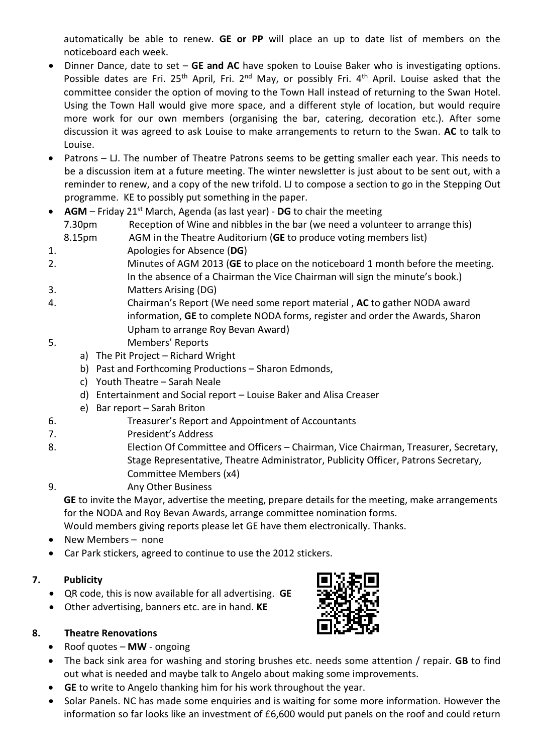automatically be able to renew. **GE or PP** will place an up to date list of members on the noticeboard each week.

- Dinner Dance, date to set – **GE and AC** have spoken to Louise Baker who is investigating options. Possible dates are Fri. 25th April, Fri. 2nd May, or possibly Fri. 4th April. Louise asked that the committee consider the option of moving to the Town Hall instead of returning to the Swan Hotel. Using the Town Hall would give more space, and a different style of location, but would require more work for our own members (organising the bar, catering, decoration etc.). After some discussion it was agreed to ask Louise to make arrangements to return to the Swan. **AC** to talk to Louise.
- Patrons – LJ. The number of Theatre Patrons seems to be getting smaller each year. This needs to be a discussion item at a future meeting. The winter newsletter is just about to be sent out, with a reminder to renew, and a copy of the new trifold. LJ to compose a section to go in the Stepping Out programme. KE to possibly put something in the paper.
- **AGM** – Friday 21st March, Agenda (as last year) - **DG** to chair the meeting

  7.30pm Reception of Wine and nibbles in the bar (we need a volunteer to arrange this)

  8.15pm AGM in the Theatre Auditorium (**GE** to produce voting members list)

1. Apologies for Absence (**DG**)
2. Minutes of AGM 2013 (**GE** to place on the noticeboard 1 month before the meeting. In the absence of a Chairman the Vice Chairman will sign the minute's book.)
3. Matters Arising (DG)
4. Chairman's Report (We need some report material , **AC** to gather NODA award information, **GE** to complete NODA forms, register and order the Awards, Sharon Upham to arrange Roy Bevan Award)
5. Members' Reports
   a) The Pit Project – Richard Wright
   b) Past and Forthcoming Productions – Sharon Edmonds,
   c) Youth Theatre – Sarah Neale
   d) Entertainment and Social report – Louise Baker and Alisa Creaser
   e) Bar report – Sarah Briton
6. Treasurer's Report and Appointment of Accountants
7. President's Address
8. Election Of Committee and Officers – Chairman, Vice Chairman, Treasurer, Secretary, Stage Representative, Theatre Administrator, Publicity Officer, Patrons Secretary, Committee Members (x4)
9. Any Other Business

**GE** to invite the Mayor, advertise the meeting, prepare details for the meeting, make arrangements for the NODA and Roy Bevan Awards, arrange committee nomination forms.
Would members giving reports please let GE have them electronically. Thanks.

- New Members – none
- Car Park stickers, agreed to continue to use the 2012 stickers.

## 7. Publicity

- QR code, this is now available for all advertising. **GE**
- Other advertising, banners etc. are in hand. **KE**

## 8. Theatre Renovations

- Roof quotes – **MW** - ongoing
- The back sink area for washing and storing brushes etc. needs some attention / repair. **GB** to find out what is needed and maybe talk to Angelo about making some improvements.
- **GE** to write to Angelo thanking him for his work throughout the year.
- Solar Panels. NC has made some enquiries and is waiting for some more information. However the information so far looks like an investment of £6,600 would put panels on the roof and could return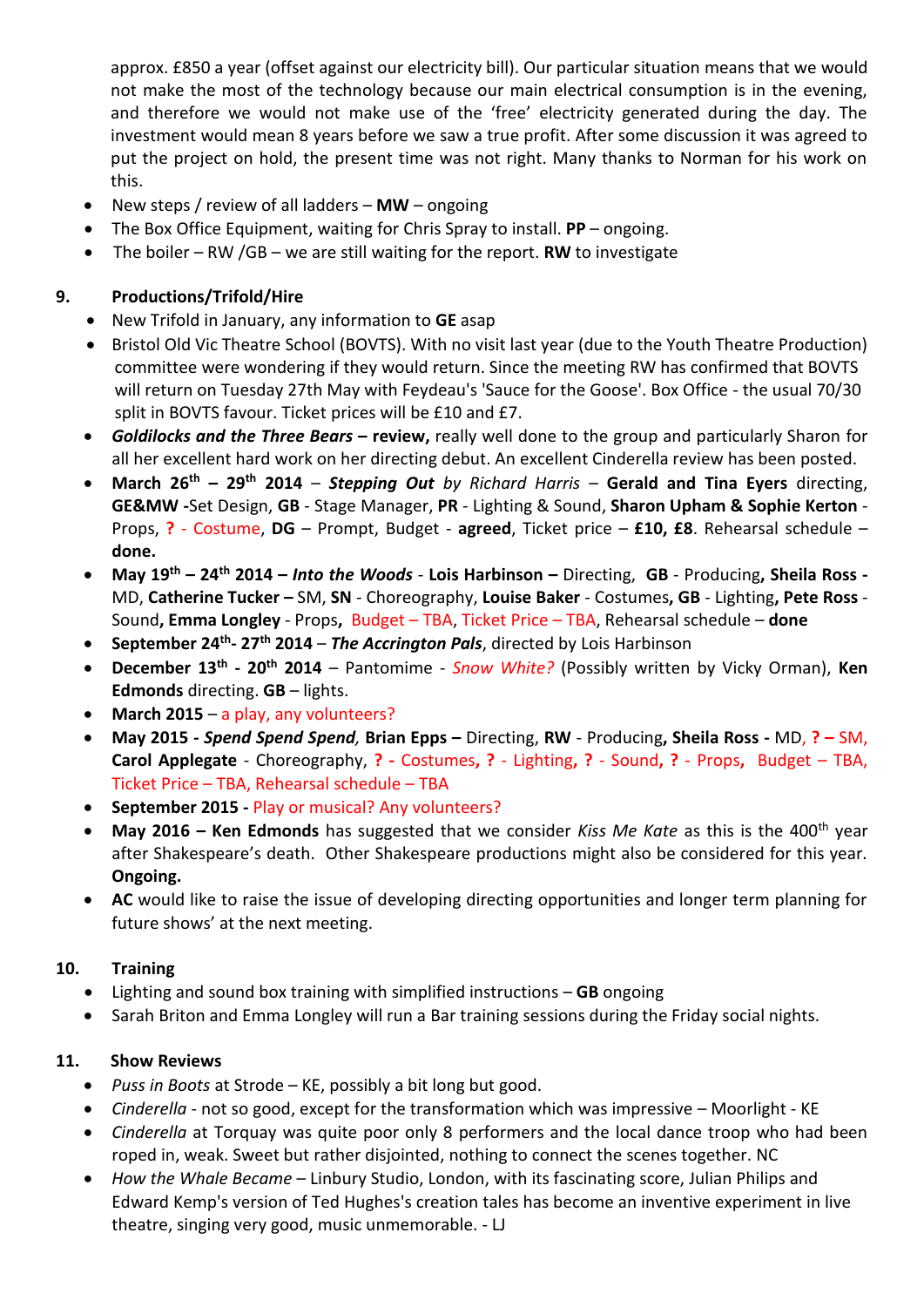approx. £850 a year (offset against our electricity bill). Our particular situation means that we would not make the most of the technology because our main electrical consumption is in the evening, and therefore we would not make use of the 'free' electricity generated during the day. The investment would mean 8 years before we saw a true profit. After some discussion it was agreed to put the project on hold, the present time was not right. Many thanks to Norman for his work on this.

- New steps / review of all ladders – **MW** – ongoing
- The Box Office Equipment, waiting for Chris Spray to install. **PP** – ongoing.
- The boiler – RW /GB – we are still waiting for the report. **RW** to investigate

## 9. Productions/Trifold/Hire

- New Trifold in January, any information to **GE** asap
- Bristol Old Vic Theatre School (BOVTS). With no visit last year (due to the Youth Theatre Production) committee were wondering if they would return. Since the meeting RW has confirmed that BOVTS will return on Tuesday 27th May with Feydeau's 'Sauce for the Goose'. Box Office - the usual 70/30 split in BOVTS favour. Ticket prices will be £10 and £7.
- ***Goldilocks and the Three Bears*** **– review,** really well done to the group and particularly Sharon for all her excellent hard work on her directing debut. An excellent Cinderella review has been posted.
- **March 26th – 29th 2014** – ***Stepping Out*** *by Richard Harris* – **Gerald and Tina Eyers** directing, **GE&MW -**Set Design, **GB** - Stage Manager, **PR** - Lighting & Sound, **Sharon Upham & Sophie Kerton** - Props, **?** - Costume, **DG** – Prompt, Budget - **agreed**, Ticket price – **£10, £8**. Rehearsal schedule – **done.**
- **May 19th – 24th 2014 –** ***Into the Woods*** - **Lois Harbinson –** Directing, **GB** - Producing**, Sheila Ross -** MD, **Catherine Tucker –** SM, **SN** - Choreography, **Louise Baker** - Costumes**, GB** - Lighting**, Pete Ross** - Sound**, Emma Longley** - Props, Budget – TBA, Ticket Price – TBA, Rehearsal schedule – **done**
- **September 24th- 27th 2014** – ***The Accrington Pals***, directed by Lois Harbinson
- **December 13th - 20th 2014** – Pantomime - *Snow White?* (Possibly written by Vicky Orman), **Ken Edmonds** directing. **GB** – lights.
- **March 2015** – a play, any volunteers?
- **May 2015 -** ***Spend Spend Spend*****, Brian Epps –** Directing, **RW** - Producing**, Sheila Ross -** MD, **? –** SM, **Carol Applegate** - Choreography, **? -** Costumes**, ?** - Lighting**, ?** - Sound**, ?** - Props**,** Budget – TBA, Ticket Price – TBA, Rehearsal schedule – TBA
- **September 2015 -** Play or musical? Any volunteers?
- **May 2016 – Ken Edmonds** has suggested that we consider *Kiss Me Kate* as this is the 400th year after Shakespeare's death. Other Shakespeare productions might also be considered for this year. **Ongoing.**
- **AC** would like to raise the issue of developing directing opportunities and longer term planning for future shows' at the next meeting.

## 10. Training

- Lighting and sound box training with simplified instructions – **GB** ongoing
- Sarah Briton and Emma Longley will run a Bar training sessions during the Friday social nights.

## 11. Show Reviews

- *Puss in Boots* at Strode – KE, possibly a bit long but good.
- *Cinderella* - not so good, except for the transformation which was impressive – Moorlight - KE
- *Cinderella* at Torquay was quite poor only 8 performers and the local dance troop who had been roped in, weak. Sweet but rather disjointed, nothing to connect the scenes together. NC
- *How the Whale Became* – Linbury Studio, London, with its fascinating score, Julian Philips and Edward Kemp's version of Ted Hughes's creation tales has become an inventive experiment in live theatre, singing very good, music unmemorable. - LJ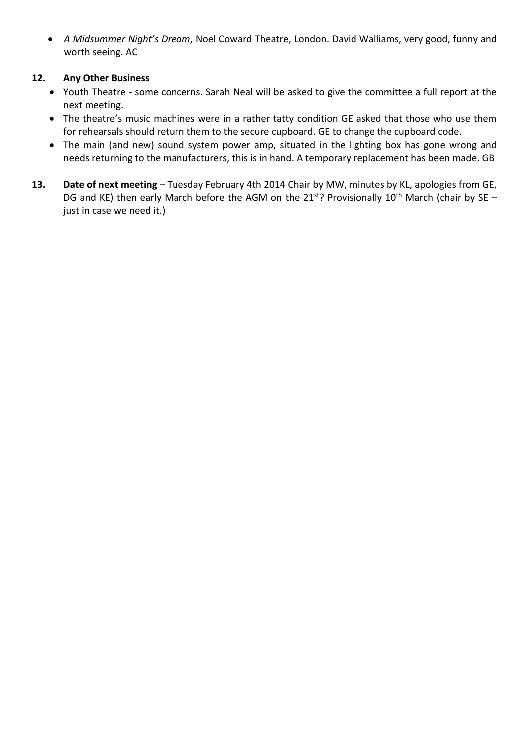- *A Midsummer Night's Dream*, Noel Coward Theatre, London. David Walliams, very good, funny and worth seeing. AC

**12. Any Other Business**

- Youth Theatre - some concerns. Sarah Neal will be asked to give the committee a full report at the next meeting.
- The theatre's music machines were in a rather tatty condition GE asked that those who use them for rehearsals should return them to the secure cupboard. GE to change the cupboard code.
- The main (and new) sound system power amp, situated in the lighting box has gone wrong and needs returning to the manufacturers, this is in hand. A temporary replacement has been made. GB

**13. Date of next meeting** – Tuesday February 4th 2014 Chair by MW, minutes by KL, apologies from GE, DG and KE) then early March before the AGM on the 21st? Provisionally 10th March (chair by SE – just in case we need it.)